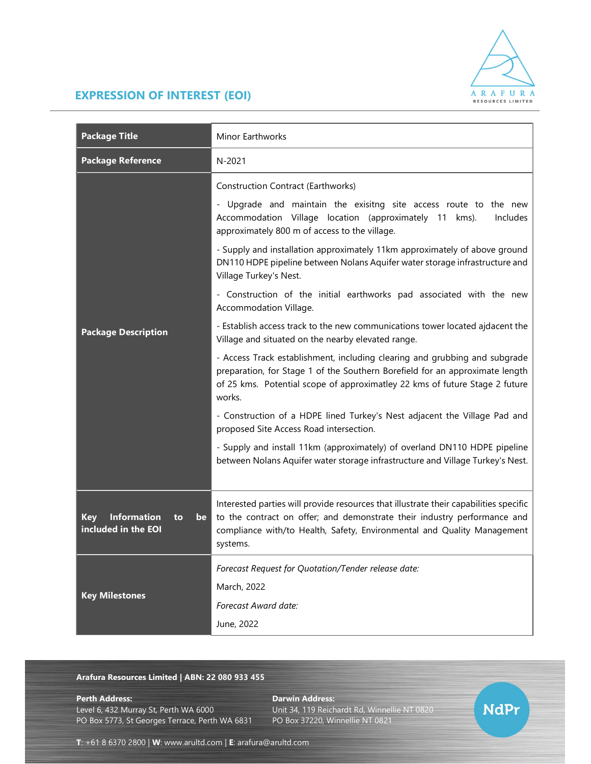# EXPRESSION OF INTEREST (EOI)

| **Package Title** | Minor Earthworks |
|---|---|
| **Package Reference** | N-2021 |
| **Package Description** | Construction Contract (Earthworks)<br><br>- Upgrade and maintain the exisitng site access route to the new Accommodation Village location (approximately 11 kms). Includes approximately 800 m of access to the village.<br><br>- Supply and installation approximately 11km approximately of above ground DN110 HDPE pipeline between Nolans Aquifer water storage infrastructure and Village Turkey's Nest.<br><br>- Construction of the initial earthworks pad associated with the new Accommodation Village.<br><br>- Establish access track to the new communications tower located ajdacent the Village and situated on the nearby elevated range.<br><br>- Access Track establishment, including clearing and grubbing and subgrade preparation, for Stage 1 of the Southern Borefield for an approximate length of 25 kms. Potential scope of approximatley 22 kms of future Stage 2 future works.<br><br>- Construction of a HDPE lined Turkey's Nest adjacent the Village Pad and proposed Site Access Road intersection.<br><br>- Supply and install 11km (approximately) of overland DN110 HDPE pipeline between Nolans Aquifer water storage infrastructure and Village Turkey's Nest. |
| **Key Information to be included in the EOI** | Interested parties will provide resources that illustrate their capabilities specific to the contract on offer; and demonstrate their industry performance and compliance with/to Health, Safety, Environmental and Quality Management systems. |
| **Key Milestones** | *Forecast Request for Quotation/Tender release date:*<br><br>March, 2022<br><br>*Forecast Award date:*<br><br>June, 2022 |

**Arafura Resources Limited | ABN: 22 080 933 455**

**Perth Address:**
Level 6, 432 Murray St, Perth WA 6000
PO Box 5773, St Georges Terrace, Perth WA 6831

**Darwin Address:**
Unit 34, 119 Reichardt Rd, Winnellie NT 0820
PO Box 37220, Winnellie NT 0821

**T**: +61 8 6370 2800 | **W**: www.arultd.com | **E**: arafura@arultd.com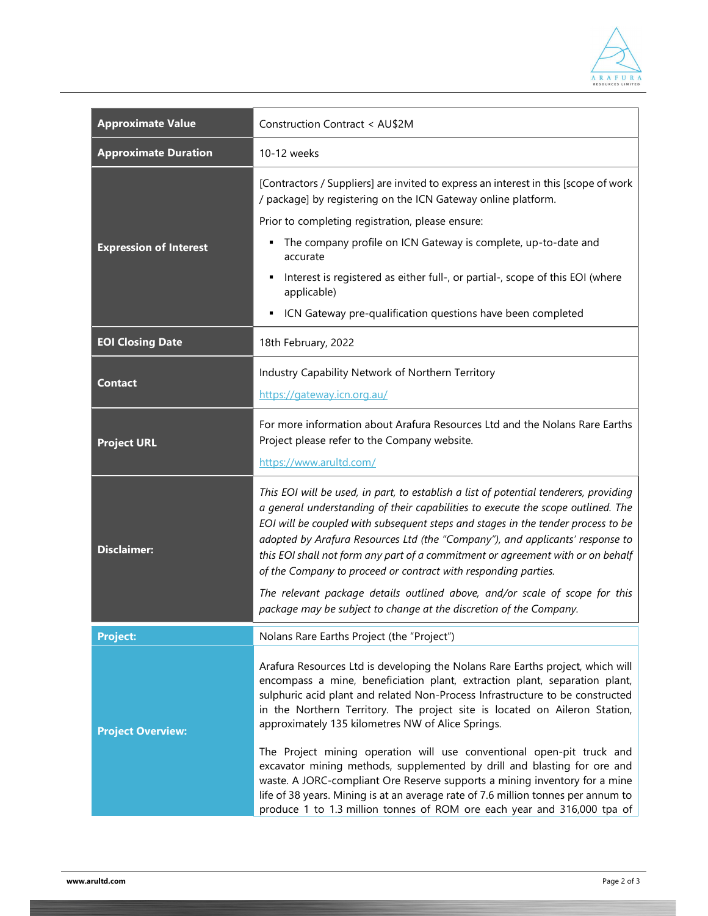| | |
|---|---|
| **Approximate Value** | Construction Contract < AU$2M |
| **Approximate Duration** | 10-12 weeks |
| **Expression of Interest** | [Contractors / Suppliers] are invited to express an interest in this [scope of work / package] by registering on the ICN Gateway online platform.<br><br>Prior to completing registration, please ensure:<br>▪ The company profile on ICN Gateway is complete, up-to-date and accurate<br>▪ Interest is registered as either full-, or partial-, scope of this EOI (where applicable)<br>▪ ICN Gateway pre-qualification questions have been completed |
| **EOI Closing Date** | 18th February, 2022 |
| **Contact** | Industry Capability Network of Northern Territory<br><br>https://gateway.icn.org.au/ |
| **Project URL** | For more information about Arafura Resources Ltd and the Nolans Rare Earths Project please refer to the Company website.<br><br>https://www.arultd.com/ |
| **Disclaimer:** | *This EOI will be used, in part, to establish a list of potential tenderers, providing a general understanding of their capabilities to execute the scope outlined. The EOI will be coupled with subsequent steps and stages in the tender process to be adopted by Arafura Resources Ltd (the "Company"), and applicants' response to this EOI shall not form any part of a commitment or agreement with or on behalf of the Company to proceed or contract with responding parties.*<br><br>*The relevant package details outlined above, and/or scale of scope for this package may be subject to change at the discretion of the Company.* |
| **Project:** | Nolans Rare Earths Project (the "Project") |
| **Project Overview:** | Arafura Resources Ltd is developing the Nolans Rare Earths project, which will encompass a mine, beneficiation plant, extraction plant, separation plant, sulphuric acid plant and related Non-Process Infrastructure to be constructed in the Northern Territory. The project site is located on Aileron Station, approximately 135 kilometres NW of Alice Springs.<br><br>The Project mining operation will use conventional open-pit truck and excavator mining methods, supplemented by drill and blasting for ore and waste. A JORC-compliant Ore Reserve supports a mining inventory for a mine life of 38 years. Mining is at an average rate of 7.6 million tonnes per annum to produce 1 to 1.3 million tonnes of ROM ore each year and 316,000 tpa of |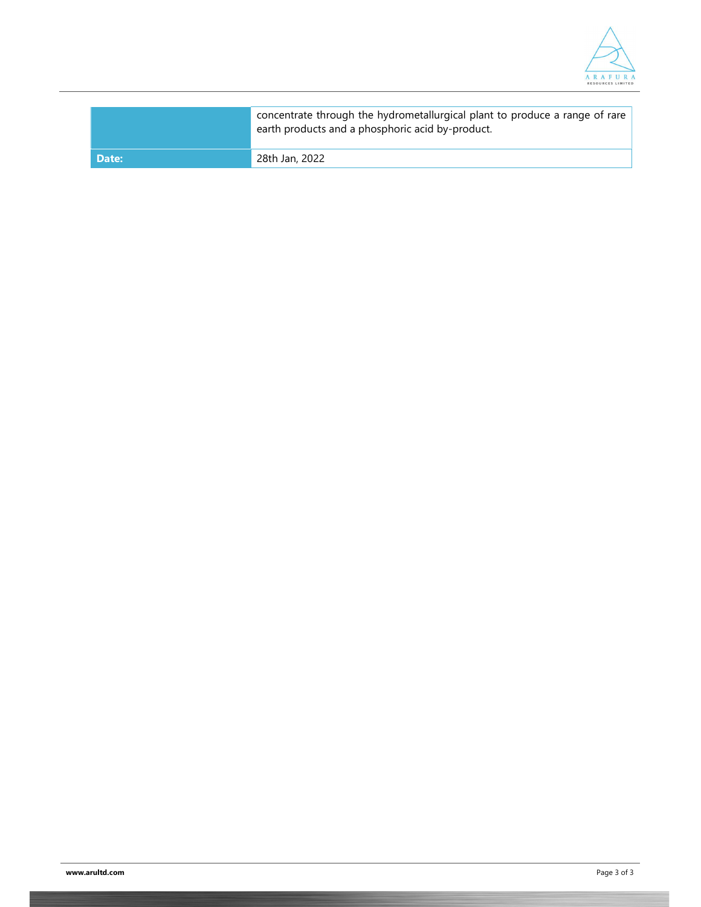| | |
|---|---|
| | concentrate through the hydrometallurgical plant to produce a range of rare earth products and a phosphoric acid by-product. |
| **Date:** | 28th Jan, 2022 |